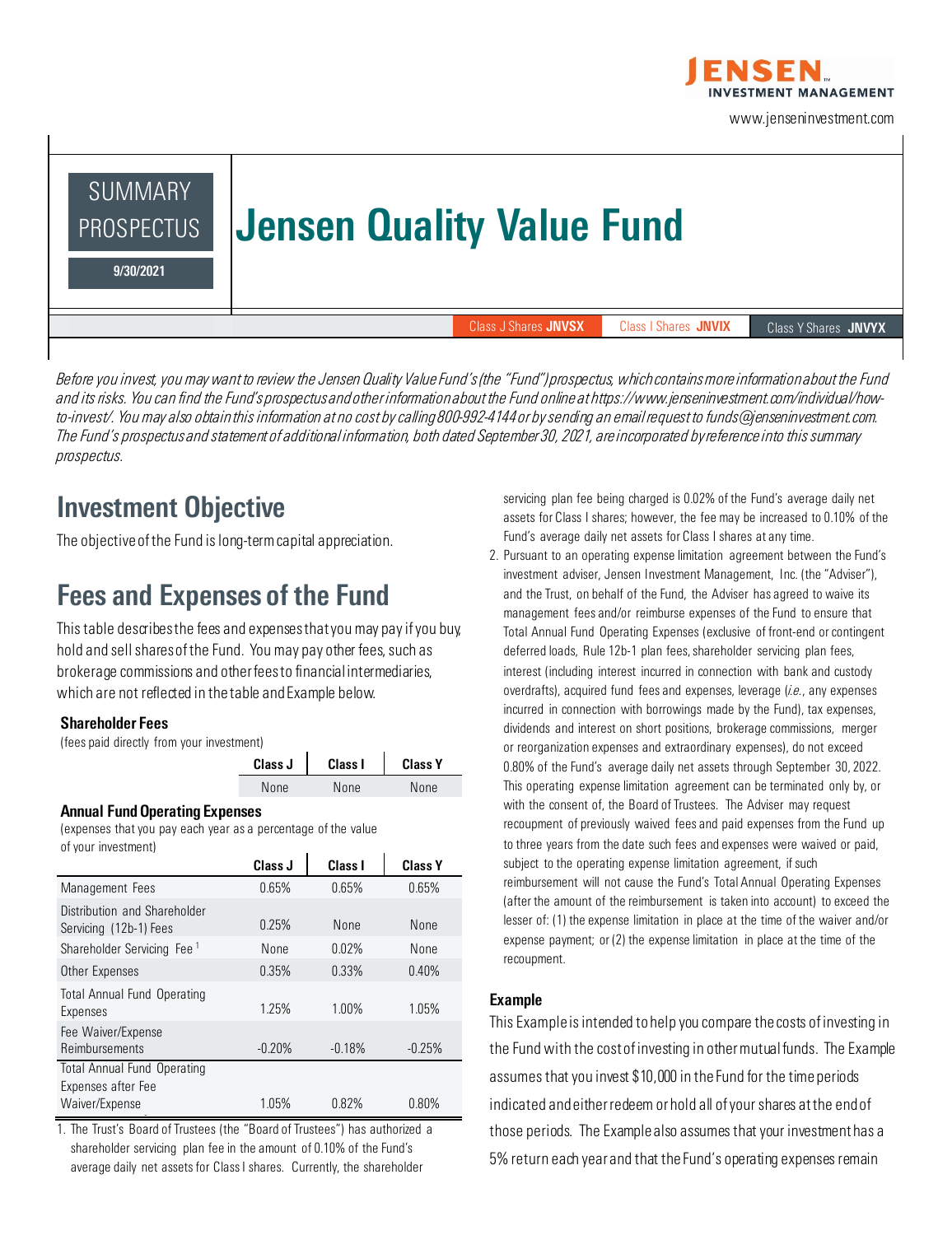JENSEN INVESTMENT MANAGEMENT

www.jenseninvestment.com

SUMMARY PROSPECTUS

9/30/2021

# Jensen Quality Value Fund

Class J Shares **JNVSX** | Class I Shares **JNVIX** | Class Y Shares **JNVYX**

*Before you invest, you may want to review the Jensen Quality Value Fund's (the "Fund") prospectus, which contains more information about the Fund and its risks. You can find the Fund's prospectus and other information about the Fund online at https://www.jenseninvestment.com/individual/how-to-invest/. You may also obtain this information at no cost by calling 800-992-4144 or by sending an email request to funds@jenseninvestment.com. The Fund's prospectus and statement of additional information, both dated September 30, 2021, are incorporated by reference into this summary prospectus.*

## Investment Objective

The objective of the Fund is long-term capital appreciation.

## Fees and Expenses of the Fund

This table describes the fees and expenses that you may pay if you buy, hold and sell shares of the Fund. You may pay other fees, such as brokerage commissions and other fees to financial intermediaries, which are not reflected in the table and Example below.

**Shareholder Fees**

(fees paid directly from your investment)

| | Class J | Class I | Class Y |
|---|---|---|---|
| | None | None | None |

**Annual Fund Operating Expenses**

(expenses that you pay each year as a percentage of the value of your investment)

| | Class J | Class I | Class Y |
|---|---|---|---|
| Management Fees | 0.65% | 0.65% | 0.65% |
| Distribution and Shareholder Servicing (12b-1) Fees | 0.25% | None | None |
| Shareholder Servicing Fee [1] | None | 0.02% | None |
| Other Expenses | 0.35% | 0.33% | 0.40% |
| Total Annual Fund Operating Expenses | 1.25% | 1.00% | 1.05% |
| Fee Waiver/Expense Reimbursements | -0.20% | -0.18% | -0.25% |
| Total Annual Fund Operating Expenses after Fee Waiver/Expense | 1.05% | 0.82% | 0.80% |

1. The Trust's Board of Trustees (the "Board of Trustees") has authorized a shareholder servicing plan fee in the amount of 0.10% of the Fund's average daily net assets for Class I shares. Currently, the shareholder servicing plan fee being charged is 0.02% of the Fund's average daily net assets for Class I shares; however, the fee may be increased to 0.10% of the Fund's average daily net assets for Class I shares at any time.
2. Pursuant to an operating expense limitation agreement between the Fund's investment adviser, Jensen Investment Management, Inc. (the "Adviser"), and the Trust, on behalf of the Fund, the Adviser has agreed to waive its management fees and/or reimburse expenses of the Fund to ensure that Total Annual Fund Operating Expenses (exclusive of front-end or contingent deferred loads, Rule 12b-1 plan fees, shareholder servicing plan fees, interest (including interest incurred in connection with bank and custody overdrafts), acquired fund fees and expenses, leverage (*i.e.*, any expenses incurred in connection with borrowings made by the Fund), tax expenses, dividends and interest on short positions, brokerage commissions, merger or reorganization expenses and extraordinary expenses), do not exceed 0.80% of the Fund's average daily net assets through September 30, 2022. This operating expense limitation agreement can be terminated only by, or with the consent of, the Board of Trustees. The Adviser may request recoupment of previously waived fees and paid expenses from the Fund up to three years from the date such fees and expenses were waived or paid, subject to the operating expense limitation agreement, if such reimbursement will not cause the Fund's Total Annual Fund Operating Expenses (after the amount of the reimbursement is taken into account) to exceed the lesser of: (1) the expense limitation in place at the time of the waiver and/or expense payment; or (2) the expense limitation in place at the time of the recoupment.

**Example**

This Example is intended to help you compare the costs of investing in the Fund with the cost of investing in other mutual funds. The Example assumes that you invest $10,000 in the Fund for the time periods indicated and either redeem or hold all of your shares at the end of those periods. The Example also assumes that your investment has a 5% return each year and that the Fund's operating expenses remain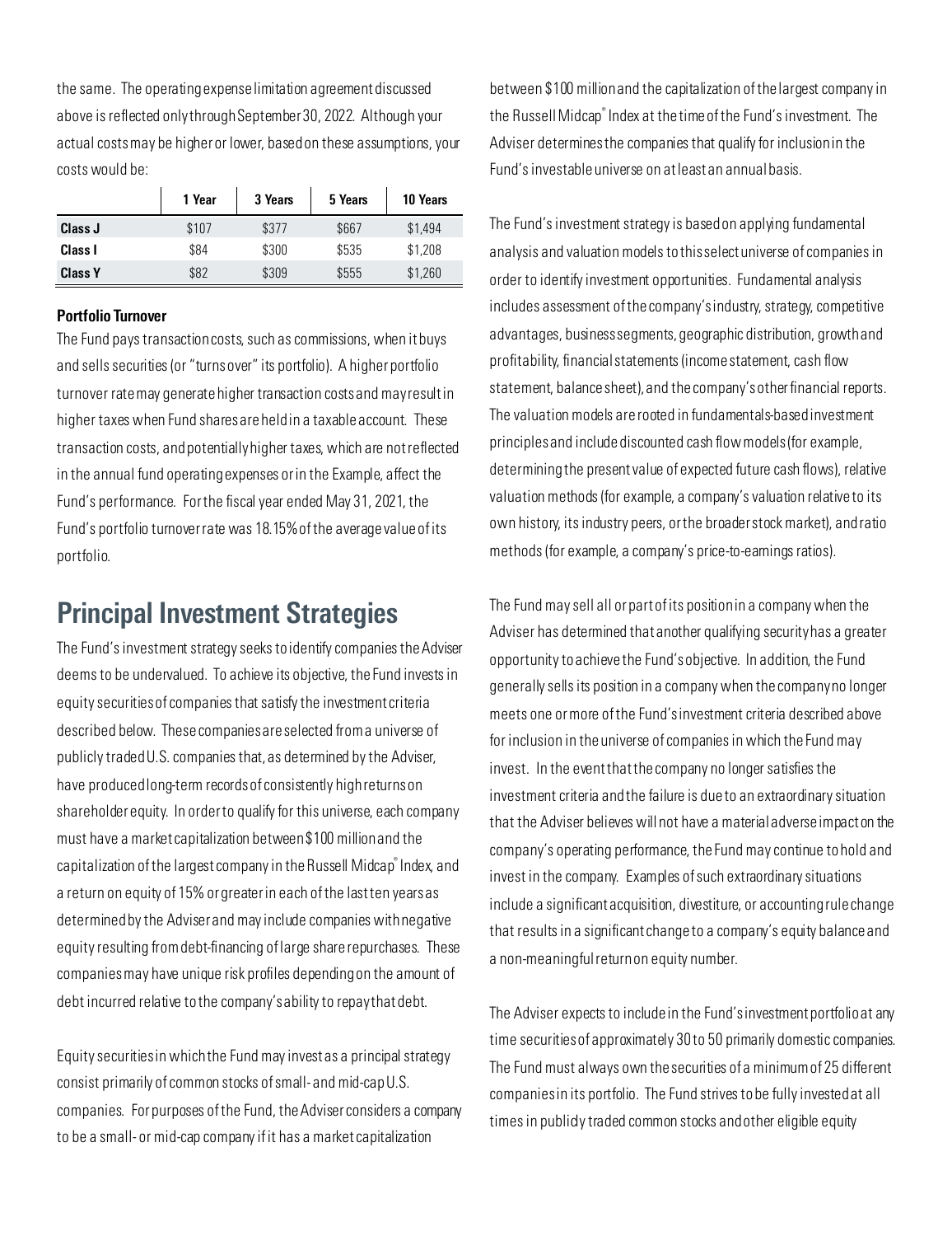the same. The operating expense limitation agreement discussed above is reflected only through September 30, 2022. Although your actual costs may be higher or lower, based on these assumptions, your costs would be:

| | 1 Year | 3 Years | 5 Years | 10 Years |
|---|---|---|---|---|
| **Class J** | $107 | $377 | $667 | $1,494 |
| **Class I** | $84 | $300 | $535 | $1,208 |
| **Class Y** | $82 | $309 | $555 | $1,260 |

**Portfolio Turnover**

The Fund pays transaction costs, such as commissions, when it buys and sells securities (or "turns over" its portfolio). A higher portfolio turnover rate may generate higher transaction costs and may result in higher taxes when Fund shares are held in a taxable account. These transaction costs, and potentially higher taxes, which are not reflected in the annual fund operating expenses or in the Example, affect the Fund's performance. For the fiscal year ended May 31, 2021, the Fund's portfolio turnover rate was 18.15% of the average value of its portfolio.

## Principal Investment Strategies

The Fund's investment strategy seeks to identify companies the Adviser deems to be undervalued. To achieve its objective, the Fund invests in equity securities of companies that satisfy the investment criteria described below. These companies are selected from a universe of publicly traded U.S. companies that, as determined by the Adviser, have produced long-term records of consistently high returns on shareholder equity. In order to qualify for this universe, each company must have a market capitalization between $100 million and the capitalization of the largest company in the Russell Midcap® Index, and a return on equity of 15% or greater in each of the last ten years as determined by the Adviser and may include companies with negative equity resulting from debt-financing of large share repurchases. These companies may have unique risk profiles depending on the amount of debt incurred relative to the company's ability to repay that debt.

Equity securities in which the Fund may invest as a principal strategy consist primarily of common stocks of small- and mid-cap U.S. companies. For purposes of the Fund, the Adviser considers a company to be a small- or mid-cap company if it has a market capitalization between $100 million and the capitalization of the largest company in the Russell Midcap® Index at the time of the Fund's investment. The Adviser determines the companies that qualify for inclusion in the Fund's investable universe on at least an annual basis.

The Fund's investment strategy is based on applying fundamental analysis and valuation models to this select universe of companies in order to identify investment opportunities. Fundamental analysis includes assessment of the company's industry, strategy, competitive advantages, business segments, geographic distribution, growth and profitability, financial statements (income statement, cash flow statement, balance sheet), and the company's other financial reports. The valuation models are rooted in fundamentals-based investment principles and include discounted cash flow models (for example, determining the present value of expected future cash flows), relative valuation methods (for example, a company's valuation relative to its own history, its industry peers, or the broader stock market), and ratio methods (for example, a company's price-to-earnings ratios).

The Fund may sell all or part of its position in a company when the Adviser has determined that another qualifying security has a greater opportunity to achieve the Fund's objective. In addition, the Fund generally sells its position in a company when the company no longer meets one or more of the Fund's investment criteria described above for inclusion in the universe of companies in which the Fund may invest. In the event that the company no longer satisfies the investment criteria and the failure is due to an extraordinary situation that the Adviser believes will not have a material adverse impact on the company's operating performance, the Fund may continue to hold and invest in the company. Examples of such extraordinary situations include a significant acquisition, divestiture, or accounting rule change that results in a significant change to a company's equity balance and a non-meaningful return on equity number.

The Adviser expects to include in the Fund's investment portfolio at any time securities of approximately 30 to 50 primarily domestic companies. The Fund must always own the securities of a minimum of 25 different companies in its portfolio. The Fund strives to be fully invested at all times in publicly traded common stocks and other eligible equity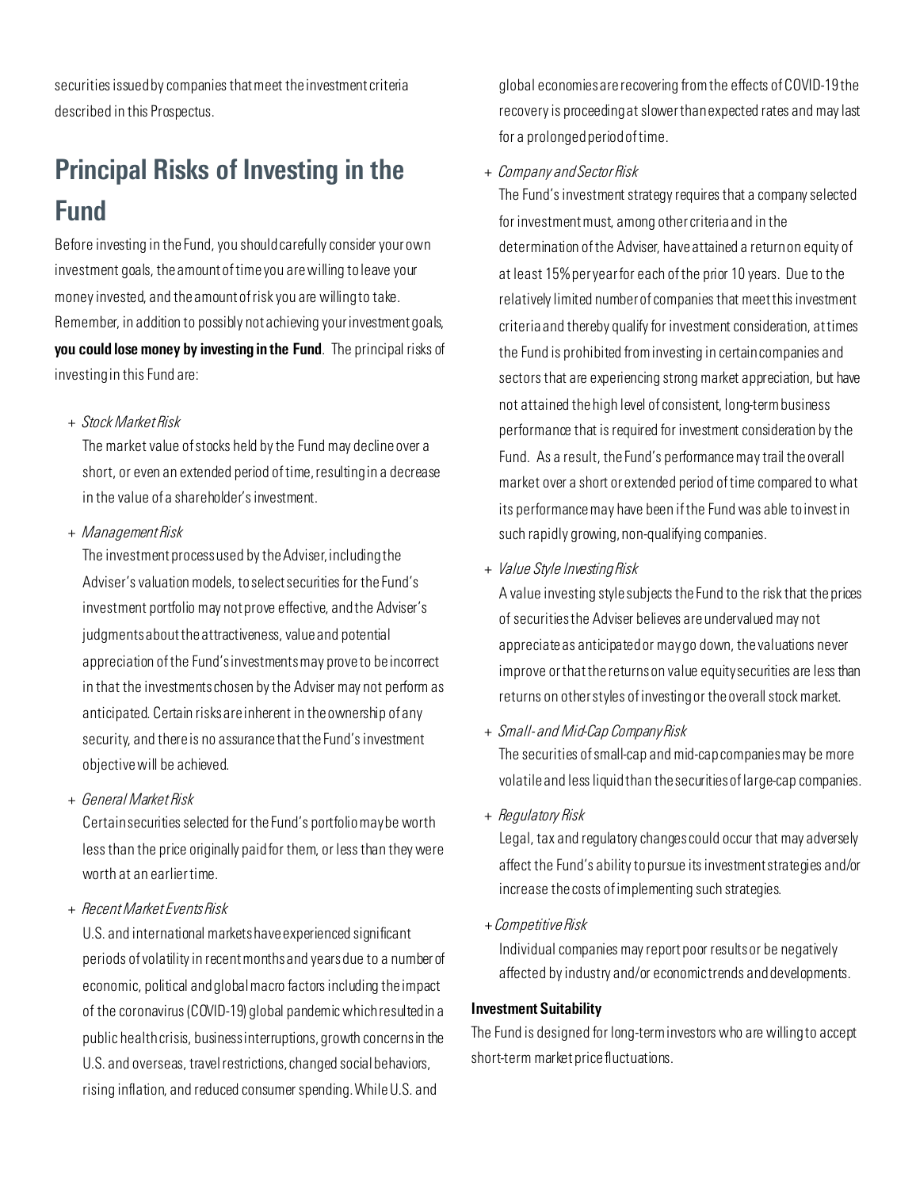securities issued by companies that meet the investment criteria described in this Prospectus.

## Principal Risks of Investing in the Fund

Before investing in the Fund, you should carefully consider your own investment goals, the amount of time you are willing to leave your money invested, and the amount of risk you are willing to take. Remember, in addition to possibly not achieving your investment goals, **you could lose money by investing in the Fund**. The principal risks of investing in this Fund are:

+ *Stock Market Risk*
  The market value of stocks held by the Fund may decline over a short, or even an extended period of time, resulting in a decrease in the value of a shareholder's investment.

+ *Management Risk*
  The investment process used by the Adviser, including the Adviser's valuation models, to select securities for the Fund's investment portfolio may not prove effective, and the Adviser's judgments about the attractiveness, value and potential appreciation of the Fund's investments may prove to be incorrect in that the investments chosen by the Adviser may not perform as anticipated. Certain risks are inherent in the ownership of any security, and there is no assurance that the Fund's investment objective will be achieved.

+ *General Market Risk*
  Certain securities selected for the Fund's portfolio may be worth less than the price originally paid for them, or less than they were worth at an earlier time.

+ *Recent Market Events Risk*
  U.S. and international markets have experienced significant periods of volatility in recent months and years due to a number of economic, political and global macro factors including the impact of the coronavirus (COVID-19) global pandemic which resulted in a public health crisis, business interruptions, growth concerns in the U.S. and overseas, travel restrictions, changed social behaviors, rising inflation, and reduced consumer spending. While U.S. and global economies are recovering from the effects of COVID-19 the recovery is proceeding at slower than expected rates and may last for a prolonged period of time.

+ *Company and Sector Risk*
  The Fund's investment strategy requires that a company selected for investment must, among other criteria and in the determination of the Adviser, have attained a return on equity of at least 15% per year for each of the prior 10 years. Due to the relatively limited number of companies that meet this investment criteria and thereby qualify for investment consideration, at times the Fund is prohibited from investing in certain companies and sectors that are experiencing strong market appreciation, but have not attained the high level of consistent, long-term business performance that is required for investment consideration by the Fund. As a result, the Fund's performance may trail the overall market over a short or extended period of time compared to what its performance may have been if the Fund was able to invest in such rapidly growing, non-qualifying companies.

+ *Value Style Investing Risk*
  A value investing style subjects the Fund to the risk that the prices of securities the Adviser believes are undervalued may not appreciate as anticipated or may go down, the valuations never improve or that the returns on value equity securities are less than returns on other styles of investing or the overall stock market.

+ *Small- and Mid-Cap Company Risk*
  The securities of small-cap and mid-cap companies may be more volatile and less liquid than the securities of large-cap companies.

+ *Regulatory Risk*
  Legal, tax and regulatory changes could occur that may adversely affect the Fund's ability to pursue its investment strategies and/or increase the costs of implementing such strategies.

+ *Competitive Risk*
  Individual companies may report poor results or be negatively affected by industry and/or economic trends and developments.

**Investment Suitability**

The Fund is designed for long-term investors who are willing to accept short-term market price fluctuations.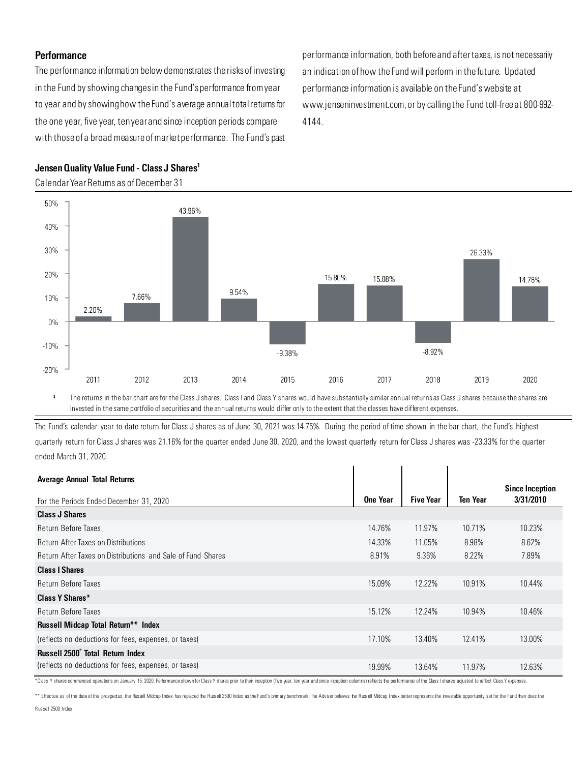## Performance

The performance information below demonstrates the risks of investing in the Fund by showing changes in the Fund's performance from year to year and by showing how the Fund's average annual total returns for the one year, five year, ten year and since inception periods compare with those of a broad measure of market performance. The Fund's past performance information, both before and after taxes, is not necessarily an indication of how the Fund will perform in the future. Updated performance information is available on the Fund's website at www.jenseninvestment.com, or by calling the Fund toll-free at 800-992-4144.

**Jensen Quality Value Fund - Class J Shares**[1]

Calendar Year Returns as of December 31

| Year | Return |
|---|---|
| 2011 | 2.20% |
| 2012 | 7.66% |
| 2013 | 43.96% |
| 2014 | 9.54% |
| 2015 | -9.38% |
| 2016 | 15.80% |
| 2017 | 15.08% |
| 2018 | -8.92% |
| 2019 | 26.33% |
| 2020 | 14.76% |

[1] The returns in the bar chart are for the Class J shares. Class I and Class Y shares would have substantially similar annual returns as Class J shares because the shares are invested in the same portfolio of securities and the annual returns would differ only to the extent that the classes have different expenses.

The Fund's calendar year-to-date return for Class J shares as of June 30, 2021 was 14.75%. During the period of time shown in the bar chart, the Fund's highest quarterly return for Class J shares was 21.16% for the quarter ended June 30, 2020, and the lowest quarterly return for Class J shares was -23.33% for the quarter ended March 31, 2020.

| **Average Annual Total Returns**<br>For the Periods Ended December 31, 2020 | **One Year** | **Five Year** | **Ten Year** | **Since Inception 3/31/2010** |
|---|---|---|---|---|
| **Class J Shares** | | | | |
| Return Before Taxes | 14.76% | 11.97% | 10.71% | 10.23% |
| Return After Taxes on Distributions | 14.33% | 11.05% | 8.98% | 8.62% |
| Return After Taxes on Distributions and Sale of Fund Shares | 8.91% | 9.36% | 8.22% | 7.89% |
| **Class I Shares** | | | | |
| Return Before Taxes | 15.09% | 12.22% | 10.91% | 10.44% |
| **Class Y Shares*** | | | | |
| Return Before Taxes | 15.12% | 12.24% | 10.94% | 10.46% |
| **Russell Midcap Total Return** Index** | | | | |
| (reflects no deductions for fees, expenses, or taxes) | 17.10% | 13.40% | 12.41% | 13.00% |
| **Russell 2500® Total Return Index** | | | | |
| (reflects no deductions for fees, expenses, or taxes) | 19.99% | 13.64% | 11.97% | 12.63% |

*Class Y shares commenced operations on January 15, 2020. Performance shown for Class Y shares prior to their inception (five year, ten year and since inception columns) reflects the performance of the Class I shares, adjusted to reflect Class Y expenses.

** Effective as of the date of this prospectus, the Russell Midcap Index has replaced the Russell 2500 Index as the Fund's primary benchmark. The Adviser believes the Russell Midcap Index better represents the investable opportunity set for the Fund than does the Russell 2500 Index.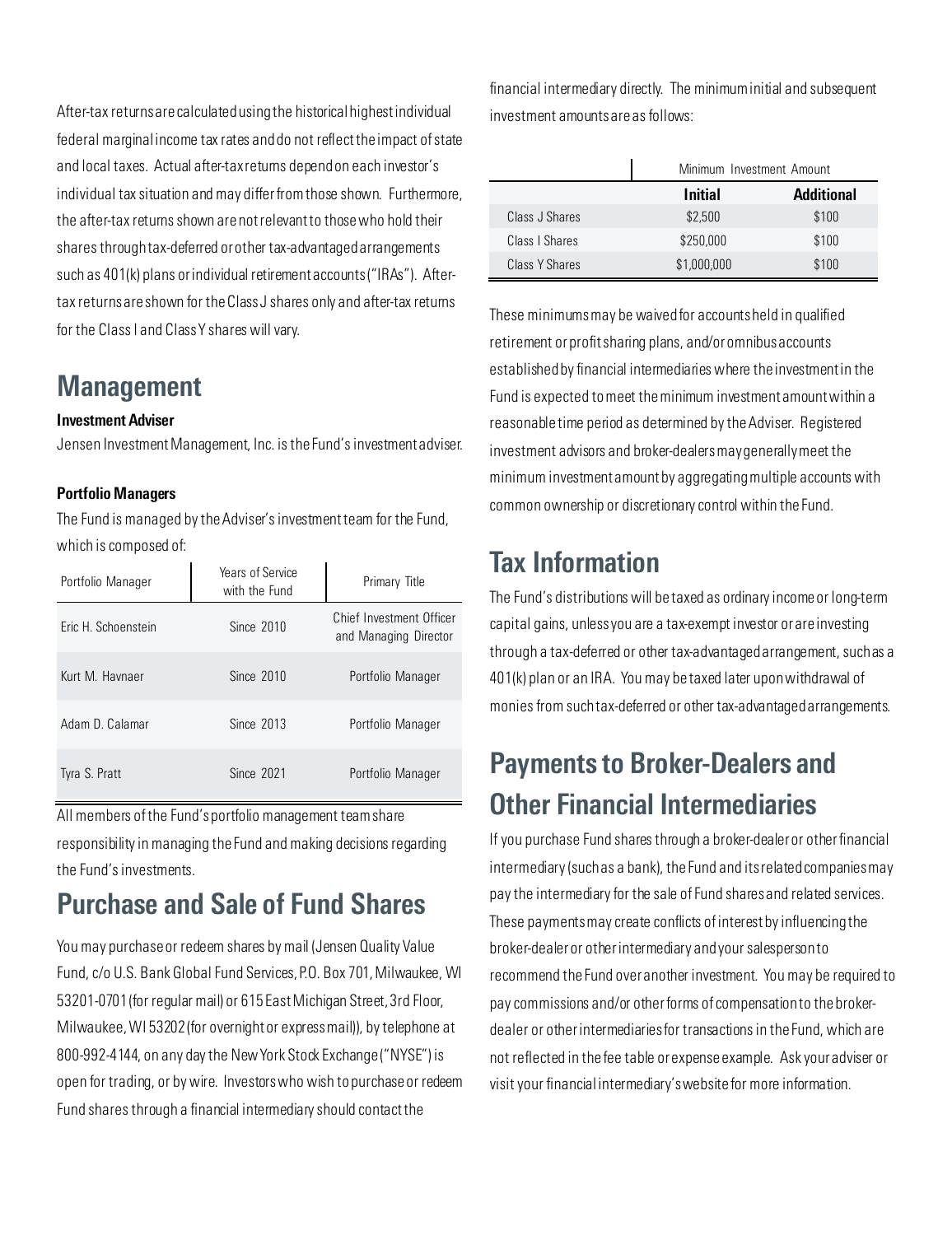After-tax returns are calculated using the historical highest individual federal marginal income tax rates and do not reflect the impact of state and local taxes. Actual after-tax returns depend on each investor's individual tax situation and may differ from those shown. Furthermore, the after-tax returns shown are not relevant to those who hold their shares through tax-deferred or other tax-advantaged arrangements such as 401(k) plans or individual retirement accounts ("IRAs"). After-tax returns are shown for the Class J shares only and after-tax returns for the Class I and Class Y shares will vary.

## Management

**Investment Adviser**

Jensen Investment Management, Inc. is the Fund's investment adviser.

**Portfolio Managers**

The Fund is managed by the Adviser's investment team for the Fund, which is composed of:

| Portfolio Manager | Years of Service with the Fund | Primary Title |
|---|---|---|
| Eric H. Schoenstein | Since 2010 | Chief Investment Officer and Managing Director |
| Kurt M. Havnaer | Since 2010 | Portfolio Manager |
| Adam D. Calamar | Since 2013 | Portfolio Manager |
| Tyra S. Pratt | Since 2021 | Portfolio Manager |

All members of the Fund's portfolio management team share responsibility in managing the Fund and making decisions regarding the Fund's investments.

## Purchase and Sale of Fund Shares

You may purchase or redeem shares by mail (Jensen Quality Value Fund, c/o U.S. Bank Global Fund Services, P.O. Box 701, Milwaukee, WI 53201-0701 (for regular mail) or 615 East Michigan Street, 3rd Floor, Milwaukee, WI 53202 (for overnight or express mail)), by telephone at 800-992-4144, on any day the New York Stock Exchange ("NYSE") is open for trading, or by wire. Investors who wish to purchase or redeem Fund shares through a financial intermediary should contact the financial intermediary directly. The minimum initial and subsequent investment amounts are as follows:

| | Minimum Investment Amount | |
|---|---|---|
| | **Initial** | **Additional** |
| Class J Shares | $2,500 | $100 |
| Class I Shares | $250,000 | $100 |
| Class Y Shares | $1,000,000 | $100 |

These minimums may be waived for accounts held in qualified retirement or profit sharing plans, and/or omnibus accounts established by financial intermediaries where the investment in the Fund is expected to meet the minimum investment amount within a reasonable time period as determined by the Adviser. Registered investment advisors and broker-dealers may generally meet the minimum investment amount by aggregating multiple accounts with common ownership or discretionary control within the Fund.

## Tax Information

The Fund's distributions will be taxed as ordinary income or long-term capital gains, unless you are a tax-exempt investor or are investing through a tax-deferred or other tax-advantaged arrangement, such as a 401(k) plan or an IRA. You may be taxed later upon withdrawal of monies from such tax-deferred or other tax-advantaged arrangements.

## Payments to Broker-Dealers and Other Financial Intermediaries

If you purchase Fund shares through a broker-dealer or other financial intermediary (such as a bank), the Fund and its related companies may pay the intermediary for the sale of Fund shares and related services. These payments may create conflicts of interest by influencing the broker-dealer or other intermediary and your salesperson to recommend the Fund over another investment. You may be required to pay commissions and/or other forms of compensation to the broker-dealer or other intermediaries for transactions in the Fund, which are not reflected in the fee table or expense example. Ask your adviser or visit your financial intermediary's website for more information.